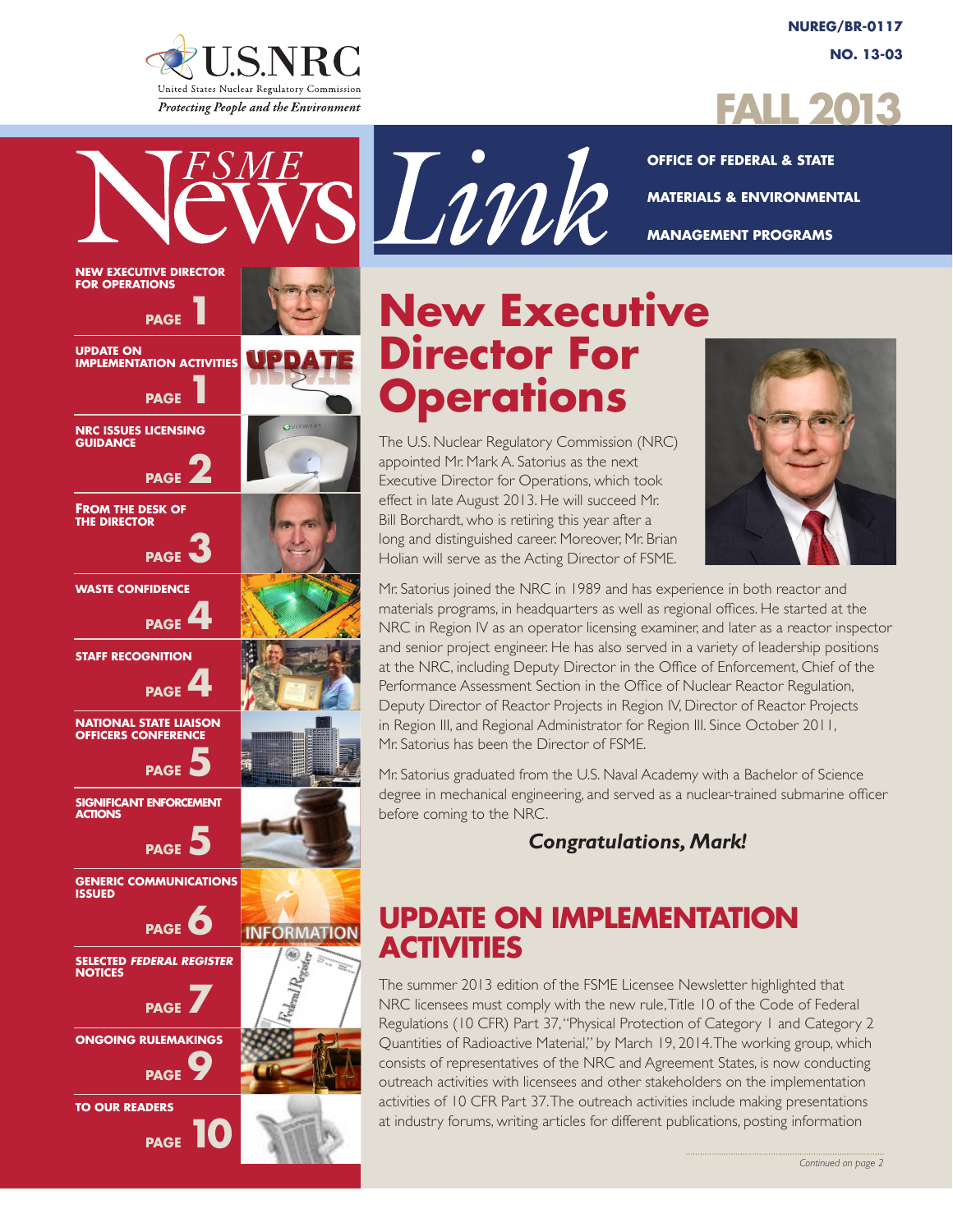U.S.NRC

United States Nuclear Regulatory Commission

*Protecting People and the Environment*

NUREG/BR-0117

NO. 13-03

# FALL 2013

# FSME News Link

OFFICE OF FEDERAL & STATE MATERIALS & ENVIRONMENTAL MANAGEMENT PROGRAMS

- NEW EXECUTIVE DIRECTOR FOR OPERATIONS — PAGE 1
- UPDATE ON IMPLEMENTATION ACTIVITIES — PAGE 1
- NRC ISSUES LICENSING GUIDANCE — PAGE 2
- FROM THE DESK OF THE DIRECTOR — PAGE 3
- WASTE CONFIDENCE — PAGE 4
- STAFF RECOGNITION — PAGE 4
- NATIONAL STATE LIAISON OFFICERS CONFERENCE — PAGE 5
- SIGNIFICANT ENFORCEMENT ACTIONS — PAGE 5
- GENERIC COMMUNICATIONS ISSUED — PAGE 6
- SELECTED *FEDERAL REGISTER* NOTICES — PAGE 7
- ONGOING RULEMAKINGS — PAGE 9
- TO OUR READERS — PAGE 10

## New Executive Director For Operations

The U.S. Nuclear Regulatory Commission (NRC) appointed Mr. Mark A. Satorius as the next Executive Director for Operations, which took effect in late August 2013. He will succeed Mr. Bill Borchardt, who is retiring this year after a long and distinguished career. Moreover, Mr. Brian Holian will serve as the Acting Director of FSME.

Mr. Satorius joined the NRC in 1989 and has experience in both reactor and materials programs, in headquarters as well as regional offices. He started at the NRC in Region IV as an operator licensing examiner, and later as a reactor inspector and senior project engineer. He has also served in a variety of leadership positions at the NRC, including Deputy Director in the Office of Enforcement, Chief of the Performance Assessment Section in the Office of Nuclear Reactor Regulation, Deputy Director of Reactor Projects in Region IV, Director of Reactor Projects in Region III, and Regional Administrator for Region III. Since October 2011, Mr. Satorius has been the Director of FSME.

Mr. Satorius graduated from the U.S. Naval Academy with a Bachelor of Science degree in mechanical engineering, and served as a nuclear-trained submarine officer before coming to the NRC.

***Congratulations, Mark!***

## UPDATE ON IMPLEMENTATION ACTIVITIES

The summer 2013 edition of the FSME Licensee Newsletter highlighted that NRC licensees must comply with the new rule, Title 10 of the Code of Federal Regulations (10 CFR) Part 37, "Physical Protection of Category 1 and Category 2 Quantities of Radioactive Material," by March 19, 2014. The working group, which consists of representatives of the NRC and Agreement States, is now conducting outreach activities with licensees and other stakeholders on the implementation activities of 10 CFR Part 37. The outreach activities include making presentations at industry forums, writing articles for different publications, posting information

*Continued on page 2*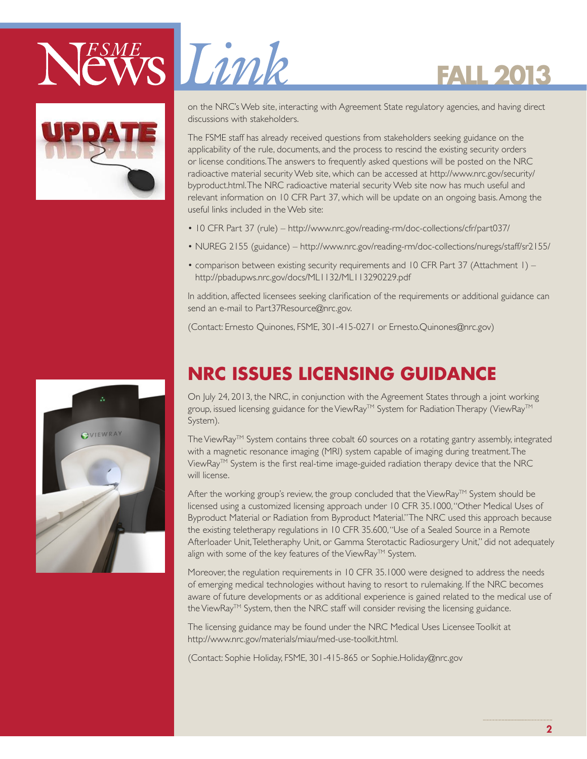on the NRC's Web site, interacting with Agreement State regulatory agencies, and having direct discussions with stakeholders.

The FSME staff has already received questions from stakeholders seeking guidance on the applicability of the rule, documents, and the process to rescind the existing security orders or license conditions. The answers to frequently asked questions will be posted on the NRC radioactive material security Web site, which can be accessed at http://www.nrc.gov/security/byproduct.html. The NRC radioactive material security Web site now has much useful and relevant information on 10 CFR Part 37, which will be update on an ongoing basis. Among the useful links included in the Web site:

- 10 CFR Part 37 (rule) – http://www.nrc.gov/reading-rm/doc-collections/cfr/part037/
- NUREG 2155 (guidance) – http://www.nrc.gov/reading-rm/doc-collections/nuregs/staff/sr2155/
- comparison between existing security requirements and 10 CFR Part 37 (Attachment 1) – http://pbadupws.nrc.gov/docs/ML1132/ML113290229.pdf

In addition, affected licensees seeking clarification of the requirements or additional guidance can send an e-mail to Part37Resource@nrc.gov.

(Contact: Ernesto Quinones, FSME, 301-415-0271 or Ernesto.Quinones@nrc.gov)

## NRC ISSUES LICENSING GUIDANCE

On July 24, 2013, the NRC, in conjunction with the Agreement States through a joint working group, issued licensing guidance for the ViewRay™ System for Radiation Therapy (ViewRay™ System).

The ViewRay™ System contains three cobalt 60 sources on a rotating gantry assembly, integrated with a magnetic resonance imaging (MRI) system capable of imaging during treatment. The ViewRay™ System is the first real-time image-guided radiation therapy device that the NRC will license.

After the working group's review, the group concluded that the ViewRay™ System should be licensed using a customized licensing approach under 10 CFR 35.1000, "Other Medical Uses of Byproduct Material or Radiation from Byproduct Material." The NRC used this approach because the existing teletherapy regulations in 10 CFR 35.600, "Use of a Sealed Source in a Remote Afterloader Unit, Teletheraphy Unit, or Gamma Sterotactic Radiosurgery Unit," did not adequately align with some of the key features of the ViewRay™ System.

Moreover, the regulation requirements in 10 CFR 35.1000 were designed to address the needs of emerging medical technologies without having to resort to rulemaking. If the NRC becomes aware of future developments or as additional experience is gained related to the medical use of the ViewRay™ System, then the NRC staff will consider revising the licensing guidance.

The licensing guidance may be found under the NRC Medical Uses Licensee Toolkit at http://www.nrc.gov/materials/miau/med-use-toolkit.html.

(Contact: Sophie Holiday, FSME, 301-415-865 or Sophie.Holiday@nrc.gov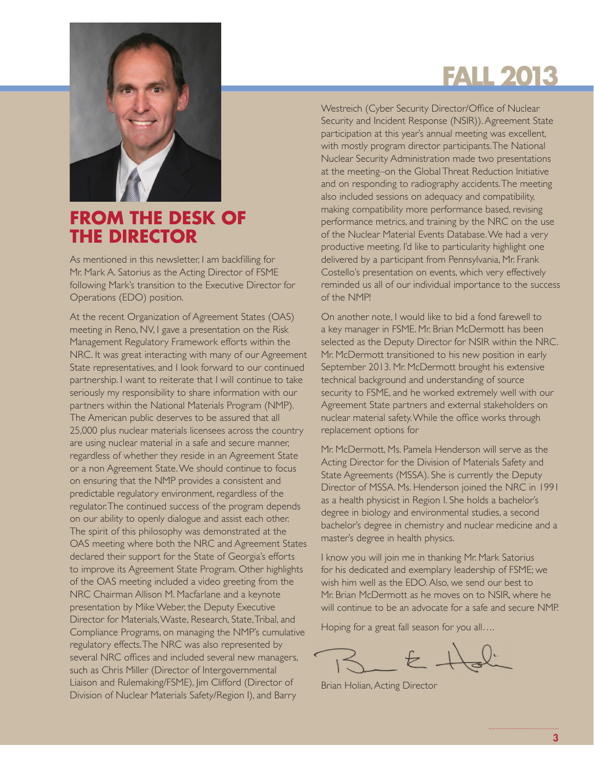# FALL 2013

## FROM THE DESK OF THE DIRECTOR

As mentioned in this newsletter, I am backfilling for Mr. Mark A. Satorius as the Acting Director of FSME following Mark's transition to the Executive Director for Operations (EDO) position.

At the recent Organization of Agreement States (OAS) meeting in Reno, NV, I gave a presentation on the Risk Management Regulatory Framework efforts within the NRC. It was great interacting with many of our Agreement State representatives, and I look forward to our continued partnership. I want to reiterate that I will continue to take seriously my responsibility to share information with our partners within the National Materials Program (NMP). The American public deserves to be assured that all 25,000 plus nuclear materials licensees across the country are using nuclear material in a safe and secure manner, regardless of whether they reside in an Agreement State or a non Agreement State. We should continue to focus on ensuring that the NMP provides a consistent and predictable regulatory environment, regardless of the regulator. The continued success of the program depends on our ability to openly dialogue and assist each other. The spirit of this philosophy was demonstrated at the OAS meeting where both the NRC and Agreement States declared their support for the State of Georgia's efforts to improve its Agreement State Program. Other highlights of the OAS meeting included a video greeting from the NRC Chairman Allison M. Macfarlane and a keynote presentation by Mike Weber, the Deputy Executive Director for Materials, Waste, Research, State, Tribal, and Compliance Programs, on managing the NMP's cumulative regulatory effects. The NRC was also represented by several NRC offices and included several new managers, such as Chris Miller (Director of Intergovernmental Liaison and Rulemaking/FSME), Jim Clifford (Director of Division of Nuclear Materials Safety/Region I), and Barry Westreich (Cyber Security Director/Office of Nuclear Security and Incident Response (NSIR)). Agreement State participation at this year's annual meeting was excellent, with mostly program director participants. The National Nuclear Security Administration made two presentations at the meeting–on the Global Threat Reduction Initiative and on responding to radiography accidents. The meeting also included sessions on adequacy and compatibility, making compatibility more performance based, revising performance metrics, and training by the NRC on the use of the Nuclear Material Events Database. We had a very productive meeting. I'd like to particularity highlight one delivered by a participant from Pennsylvania, Mr. Frank Costello's presentation on events, which very effectively reminded us all of our individual importance to the success of the NMP!

On another note, I would like to bid a fond farewell to a key manager in FSME. Mr. Brian McDermott has been selected as the Deputy Director for NSIR within the NRC. Mr. McDermott transitioned to his new position in early September 2013. Mr. McDermott brought his extensive technical background and understanding of source security to FSME, and he worked extremely well with our Agreement State partners and external stakeholders on nuclear material safety. While the office works through replacement options for Mr. McDermott, Ms. Pamela Henderson will serve as the Acting Director for the Division of Materials Safety and State Agreements (MSSA). She is currently the Deputy Director of MSSA. Ms. Henderson joined the NRC in 1991 as a health physicist in Region I. She holds a bachelor's degree in biology and environmental studies, a second bachelor's degree in chemistry and nuclear medicine and a master's degree in health physics.

I know you will join me in thanking Mr. Mark Satorius for his dedicated and exemplary leadership of FSME; we wish him well as the EDO. Also, we send our best to Mr. Brian McDermott as he moves on to NSIR, where he will continue to be an advocate for a safe and secure NMP.

Hoping for a great fall season for you all….

Brian Holian, Acting Director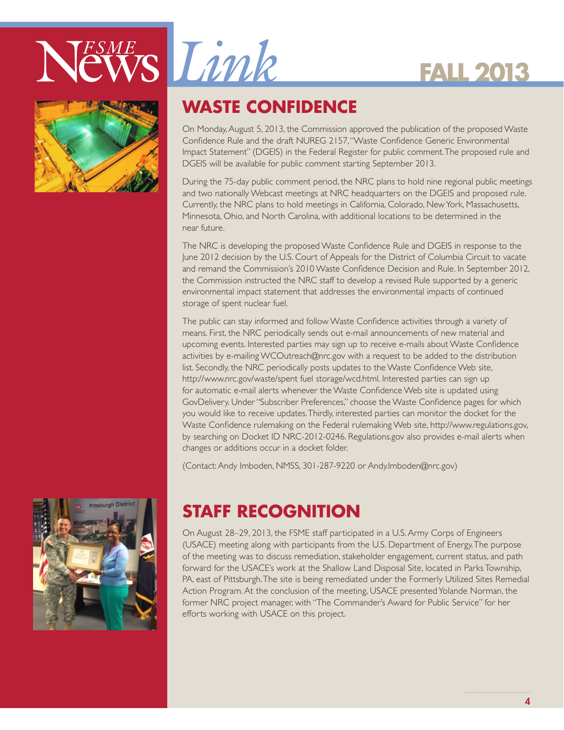## WASTE CONFIDENCE

On Monday, August 5, 2013, the Commission approved the publication of the proposed Waste Confidence Rule and the draft NUREG 2157, "Waste Confidence Generic Environmental Impact Statement" (DGEIS) in the Federal Register for public comment. The proposed rule and DGEIS will be available for public comment starting September 2013.

During the 75-day public comment period, the NRC plans to hold nine regional public meetings and two nationally Webcast meetings at NRC headquarters on the DGEIS and proposed rule. Currently, the NRC plans to hold meetings in California, Colorado, New York, Massachusetts, Minnesota, Ohio, and North Carolina, with additional locations to be determined in the near future.

The NRC is developing the proposed Waste Confidence Rule and DGEIS in response to the June 2012 decision by the U.S. Court of Appeals for the District of Columbia Circuit to vacate and remand the Commission's 2010 Waste Confidence Decision and Rule. In September 2012, the Commission instructed the NRC staff to develop a revised Rule supported by a generic environmental impact statement that addresses the environmental impacts of continued storage of spent nuclear fuel.

The public can stay informed and follow Waste Confidence activities through a variety of means. First, the NRC periodically sends out e-mail announcements of new material and upcoming events. Interested parties may sign up to receive e-mails about Waste Confidence activities by e-mailing WCOutreach@nrc.gov with a request to be added to the distribution list. Secondly, the NRC periodically posts updates to the Waste Confidence Web site, http://www.nrc.gov/waste/spent fuel storage/wcd.html. Interested parties can sign up for automatic e-mail alerts whenever the Waste Confidence Web site is updated using GovDelivery. Under "Subscriber Preferences," choose the Waste Confidence pages for which you would like to receive updates. Thirdly, interested parties can monitor the docket for the Waste Confidence rulemaking on the Federal rulemaking Web site, http://www.regulations.gov, by searching on Docket ID NRC-2012-0246. Regulations.gov also provides e-mail alerts when changes or additions occur in a docket folder.

(Contact: Andy Imboden, NMSS, 301-287-9220 or Andy.Imboden@nrc.gov)

## STAFF RECOGNITION

On August 28–29, 2013, the FSME staff participated in a U.S. Army Corps of Engineers (USACE) meeting along with participants from the U.S. Department of Energy. The purpose of the meeting was to discuss remediation, stakeholder engagement, current status, and path forward for the USACE's work at the Shallow Land Disposal Site, located in Parks Township, PA, east of Pittsburgh. The site is being remediated under the Formerly Utilized Sites Remedial Action Program. At the conclusion of the meeting, USACE presented Yolande Norman, the former NRC project manager, with "The Commander's Award for Public Service" for her efforts working with USACE on this project.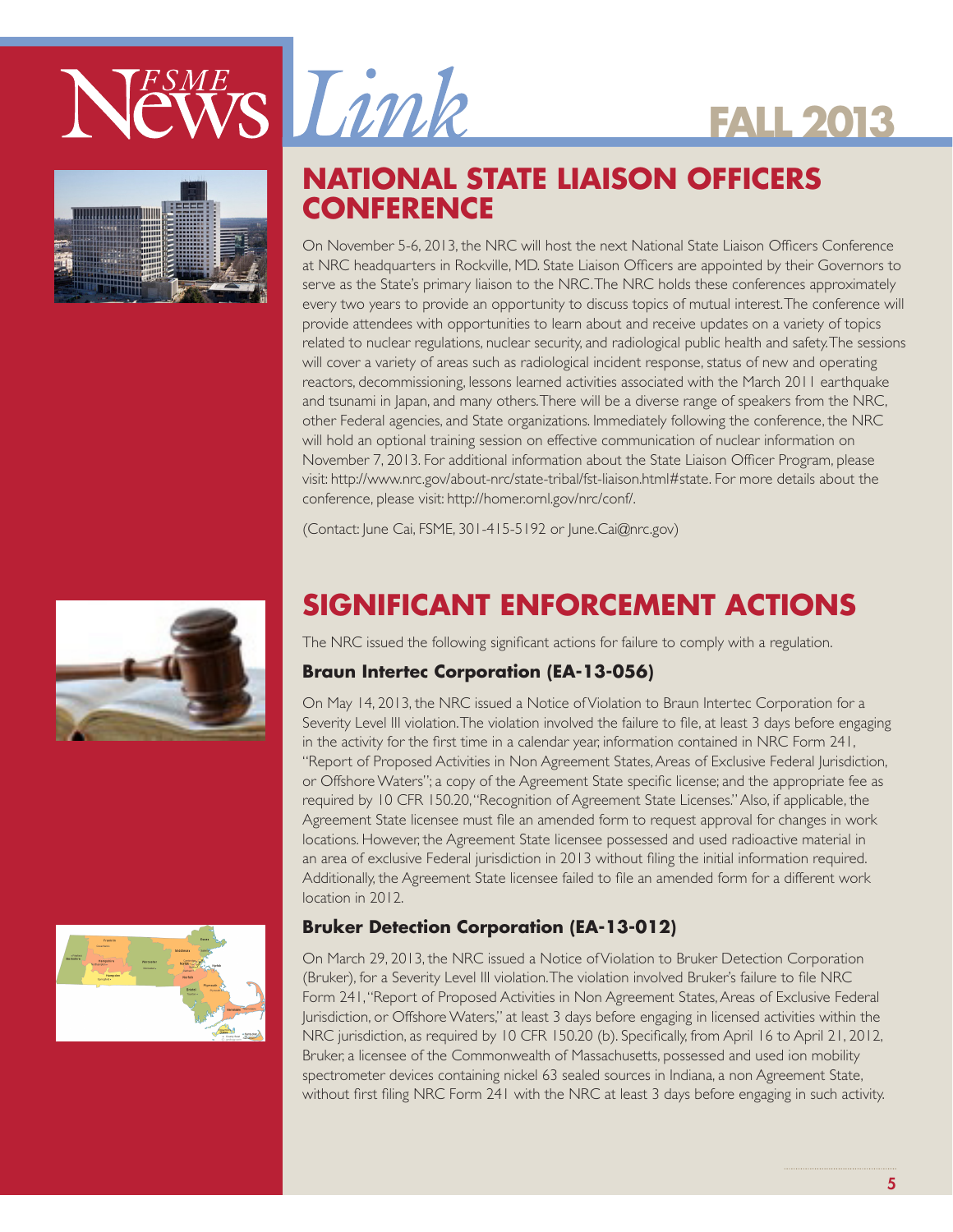## NATIONAL STATE LIAISON OFFICERS CONFERENCE

On November 5-6, 2013, the NRC will host the next National State Liaison Officers Conference at NRC headquarters in Rockville, MD. State Liaison Officers are appointed by their Governors to serve as the State's primary liaison to the NRC. The NRC holds these conferences approximately every two years to provide an opportunity to discuss topics of mutual interest. The conference will provide attendees with opportunities to learn about and receive updates on a variety of topics related to nuclear regulations, nuclear security, and radiological public health and safety. The sessions will cover a variety of areas such as radiological incident response, status of new and operating reactors, decommissioning, lessons learned activities associated with the March 2011 earthquake and tsunami in Japan, and many others. There will be a diverse range of speakers from the NRC, other Federal agencies, and State organizations. Immediately following the conference, the NRC will hold an optional training session on effective communication of nuclear information on November 7, 2013. For additional information about the State Liaison Officer Program, please visit: http://www.nrc.gov/about-nrc/state-tribal/fst-liaison.html#state. For more details about the conference, please visit: http://homer.ornl.gov/nrc/conf/.

(Contact: June Cai, FSME, 301-415-5192 or June.Cai@nrc.gov)

## SIGNIFICANT ENFORCEMENT ACTIONS

The NRC issued the following significant actions for failure to comply with a regulation.

### Braun Intertec Corporation (EA-13-056)

On May 14, 2013, the NRC issued a Notice of Violation to Braun Intertec Corporation for a Severity Level III violation. The violation involved the failure to file, at least 3 days before engaging in the activity for the first time in a calendar year, information contained in NRC Form 241, "Report of Proposed Activities in Non Agreement States, Areas of Exclusive Federal Jurisdiction, or Offshore Waters"; a copy of the Agreement State specific license; and the appropriate fee as required by 10 CFR 150.20, "Recognition of Agreement State Licenses." Also, if applicable, the Agreement State licensee must file an amended form to request approval for changes in work locations. However, the Agreement State licensee possessed and used radioactive material in an area of exclusive Federal jurisdiction in 2013 without filing the initial information required. Additionally, the Agreement State licensee failed to file an amended form for a different work location in 2012.

### Bruker Detection Corporation (EA-13-012)

On March 29, 2013, the NRC issued a Notice of Violation to Bruker Detection Corporation (Bruker), for a Severity Level III violation. The violation involved Bruker's failure to file NRC Form 241, "Report of Proposed Activities in Non Agreement States, Areas of Exclusive Federal Jurisdiction, or Offshore Waters," at least 3 days before engaging in licensed activities within the NRC jurisdiction, as required by 10 CFR 150.20 (b). Specifically, from April 16 to April 21, 2012, Bruker, a licensee of the Commonwealth of Massachusetts, possessed and used ion mobility spectrometer devices containing nickel 63 sealed sources in Indiana, a non Agreement State, without first filing NRC Form 241 with the NRC at least 3 days before engaging in such activity.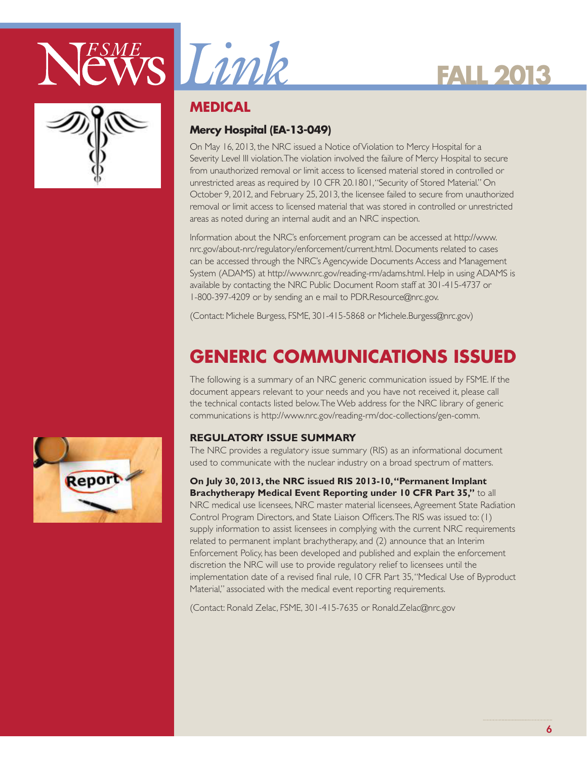## MEDICAL

### Mercy Hospital (EA-13-049)

On May 16, 2013, the NRC issued a Notice of Violation to Mercy Hospital for a Severity Level III violation. The violation involved the failure of Mercy Hospital to secure from unauthorized removal or limit access to licensed material stored in controlled or unrestricted areas as required by 10 CFR 20.1801, "Security of Stored Material." On October 9, 2012, and February 25, 2013, the licensee failed to secure from unauthorized removal or limit access to licensed material that was stored in controlled or unrestricted areas as noted during an internal audit and an NRC inspection.

Information about the NRC's enforcement program can be accessed at http://www.nrc.gov/about-nrc/regulatory/enforcement/current.html. Documents related to cases can be accessed through the NRC's Agencywide Documents Access and Management System (ADAMS) at http://www.nrc.gov/reading-rm/adams.html. Help in using ADAMS is available by contacting the NRC Public Document Room staff at 301-415-4737 or 1-800-397-4209 or by sending an e mail to PDR.Resource@nrc.gov.

(Contact: Michele Burgess, FSME, 301-415-5868 or Michele.Burgess@nrc.gov)

# GENERIC COMMUNICATIONS ISSUED

The following is a summary of an NRC generic communication issued by FSME. If the document appears relevant to your needs and you have not received it, please call the technical contacts listed below. The Web address for the NRC library of generic communications is http://www.nrc.gov/reading-rm/doc-collections/gen-comm.

### REGULATORY ISSUE SUMMARY

The NRC provides a regulatory issue summary (RIS) as an informational document used to communicate with the nuclear industry on a broad spectrum of matters.

**On July 30, 2013, the NRC issued RIS 2013-10, "Permanent Implant Brachytherapy Medical Event Reporting under 10 CFR Part 35,"** to all NRC medical use licensees, NRC master material licensees, Agreement State Radiation Control Program Directors, and State Liaison Officers. The RIS was issued to: (1) supply information to assist licensees in complying with the current NRC requirements related to permanent implant brachytherapy, and (2) announce that an Interim Enforcement Policy, has been developed and published and explain the enforcement discretion the NRC will use to provide regulatory relief to licensees until the implementation date of a revised final rule, 10 CFR Part 35, "Medical Use of Byproduct Material," associated with the medical event reporting requirements.

(Contact: Ronald Zelac, FSME, 301-415-7635 or Ronald.Zelac@nrc.gov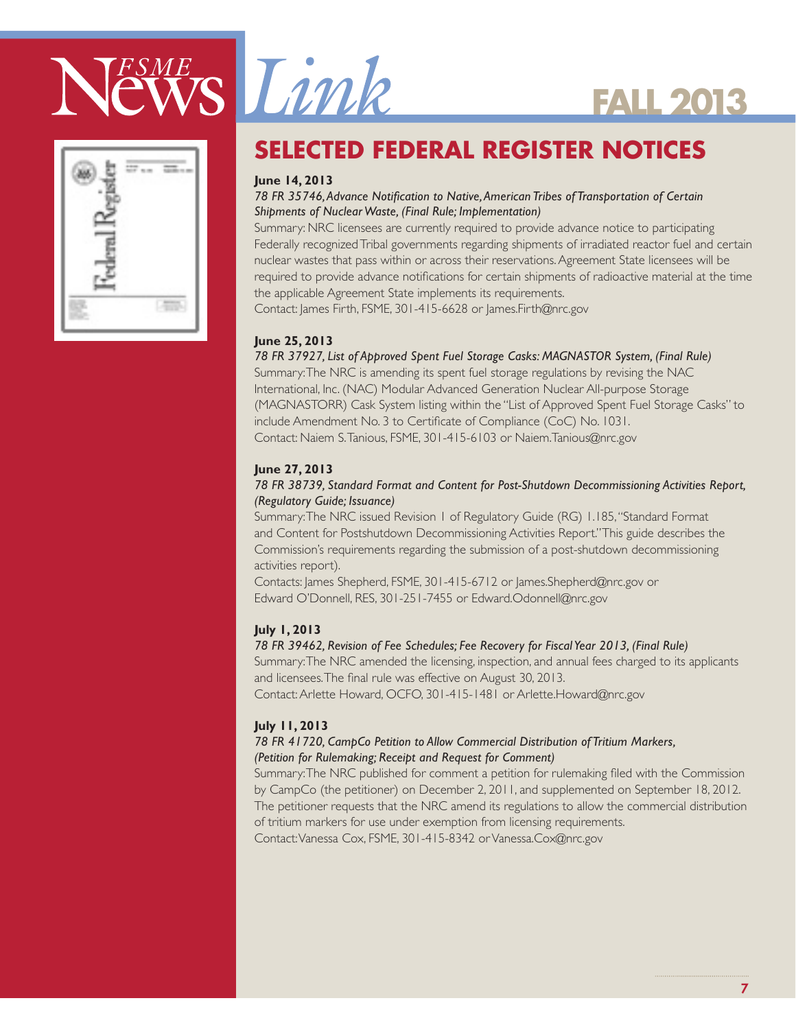# SELECTED FEDERAL REGISTER NOTICES

**June 14, 2013**

*78 FR 35746, Advance Notification to Native, American Tribes of Transportation of Certain Shipments of Nuclear Waste, (Final Rule; Implementation)*

Summary: NRC licensees are currently required to provide advance notice to participating Federally recognized Tribal governments regarding shipments of irradiated reactor fuel and certain nuclear wastes that pass within or across their reservations. Agreement State licensees will be required to provide advance notifications for certain shipments of radioactive material at the time the applicable Agreement State implements its requirements.

Contact: James Firth, FSME, 301-415-6628 or James.Firth@nrc.gov

**June 25, 2013**

*78 FR 37927, List of Approved Spent Fuel Storage Casks: MAGNASTOR System, (Final Rule)*

Summary: The NRC is amending its spent fuel storage regulations by revising the NAC International, Inc. (NAC) Modular Advanced Generation Nuclear All-purpose Storage (MAGNASTORR) Cask System listing within the "List of Approved Spent Fuel Storage Casks" to include Amendment No. 3 to Certificate of Compliance (CoC) No. 1031.

Contact: Naiem S. Tanious, FSME, 301-415-6103 or Naiem.Tanious@nrc.gov

**June 27, 2013**

*78 FR 38739, Standard Format and Content for Post-Shutdown Decommissioning Activities Report, (Regulatory Guide; Issuance)*

Summary: The NRC issued Revision 1 of Regulatory Guide (RG) 1.185, "Standard Format and Content for Postshutdown Decommissioning Activities Report." This guide describes the Commission's requirements regarding the submission of a post-shutdown decommissioning activities report).

Contacts: James Shepherd, FSME, 301-415-6712 or James.Shepherd@nrc.gov or Edward O'Donnell, RES, 301-251-7455 or Edward.Odonnell@nrc.gov

**July 1, 2013**

*78 FR 39462, Revision of Fee Schedules; Fee Recovery for Fiscal Year 2013, (Final Rule)*

Summary: The NRC amended the licensing, inspection, and annual fees charged to its applicants and licensees. The final rule was effective on August 30, 2013.

Contact: Arlette Howard, OCFO, 301-415-1481 or Arlette.Howard@nrc.gov

**July 11, 2013**

*78 FR 41720, CampCo Petition to Allow Commercial Distribution of Tritium Markers, (Petition for Rulemaking; Receipt and Request for Comment)*

Summary: The NRC published for comment a petition for rulemaking filed with the Commission by CampCo (the petitioner) on December 2, 2011, and supplemented on September 18, 2012. The petitioner requests that the NRC amend its regulations to allow the commercial distribution of tritium markers for use under exemption from licensing requirements.

Contact: Vanessa Cox, FSME, 301-415-8342 or Vanessa.Cox@nrc.gov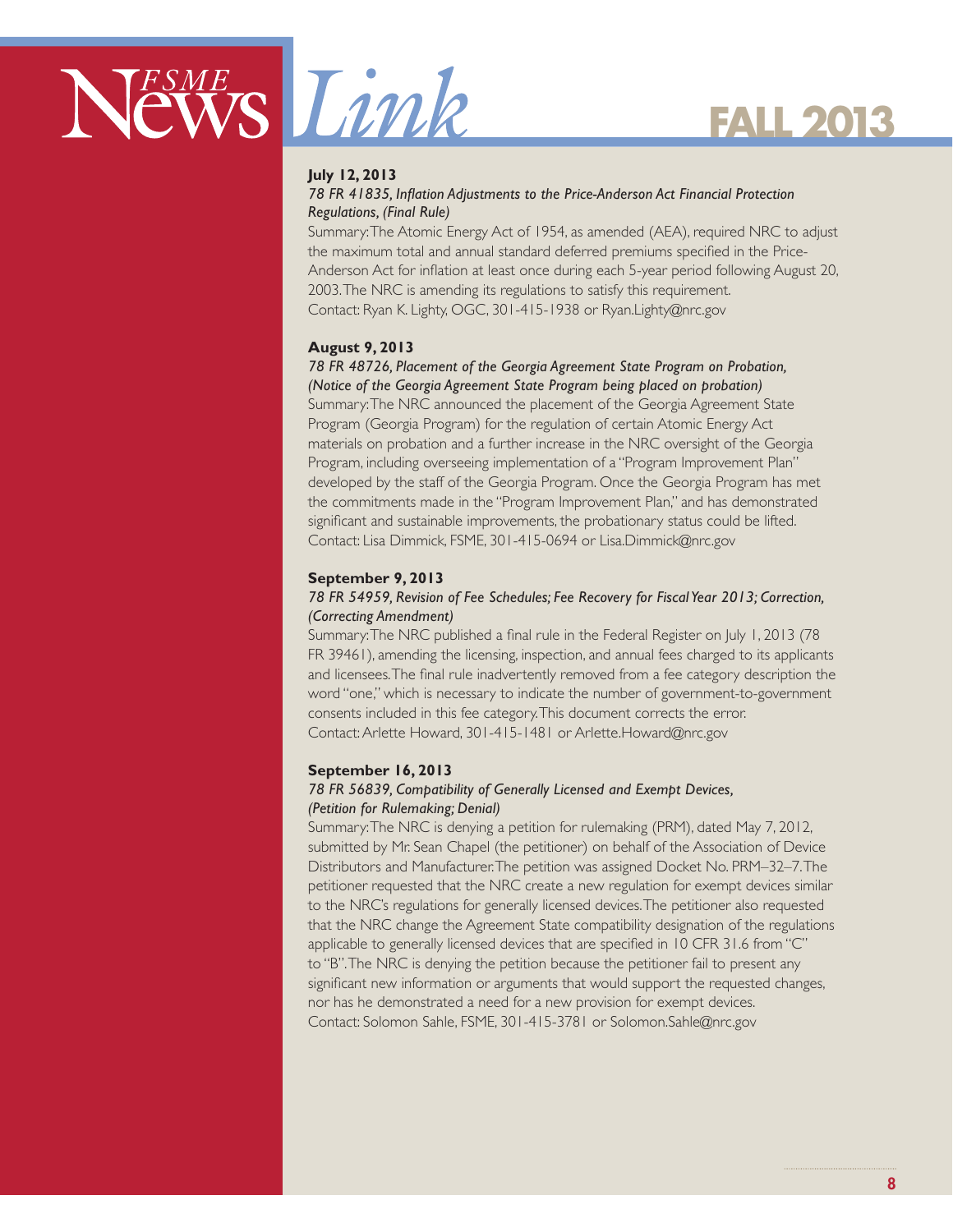**July 12, 2013**

*78 FR 41835, Inflation Adjustments to the Price-Anderson Act Financial Protection Regulations, (Final Rule)*

Summary: The Atomic Energy Act of 1954, as amended (AEA), required NRC to adjust the maximum total and annual standard deferred premiums specified in the Price-Anderson Act for inflation at least once during each 5-year period following August 20, 2003. The NRC is amending its regulations to satisfy this requirement.
Contact: Ryan K. Lighty, OGC, 301-415-1938 or Ryan.Lighty@nrc.gov

**August 9, 2013**

*78 FR 48726, Placement of the Georgia Agreement State Program on Probation, (Notice of the Georgia Agreement State Program being placed on probation)*

Summary: The NRC announced the placement of the Georgia Agreement State Program (Georgia Program) for the regulation of certain Atomic Energy Act materials on probation and a further increase in the NRC oversight of the Georgia Program, including overseeing implementation of a "Program Improvement Plan" developed by the staff of the Georgia Program. Once the Georgia Program has met the commitments made in the "Program Improvement Plan," and has demonstrated significant and sustainable improvements, the probationary status could be lifted.
Contact: Lisa Dimmick, FSME, 301-415-0694 or Lisa.Dimmick@nrc.gov

**September 9, 2013**

*78 FR 54959, Revision of Fee Schedules; Fee Recovery for Fiscal Year 2013; Correction, (Correcting Amendment)*

Summary: The NRC published a final rule in the Federal Register on July 1, 2013 (78 FR 39461), amending the licensing, inspection, and annual fees charged to its applicants and licensees. The final rule inadvertently removed from a fee category description the word "one," which is necessary to indicate the number of government-to-government consents included in this fee category. This document corrects the error.
Contact: Arlette Howard, 301-415-1481 or Arlette.Howard@nrc.gov

**September 16, 2013**

*78 FR 56839, Compatibility of Generally Licensed and Exempt Devices, (Petition for Rulemaking; Denial)*

Summary: The NRC is denying a petition for rulemaking (PRM), dated May 7, 2012, submitted by Mr. Sean Chapel (the petitioner) on behalf of the Association of Device Distributors and Manufacturer. The petition was assigned Docket No. PRM–32–7. The petitioner requested that the NRC create a new regulation for exempt devices similar to the NRC's regulations for generally licensed devices. The petitioner also requested that the NRC change the Agreement State compatibility designation of the regulations applicable to generally licensed devices that are specified in 10 CFR 31.6 from "C" to "B". The NRC is denying the petition because the petitioner fail to present any significant new information or arguments that would support the requested changes, nor has he demonstrated a need for a new provision for exempt devices.
Contact: Solomon Sahle, FSME, 301-415-3781 or Solomon.Sahle@nrc.gov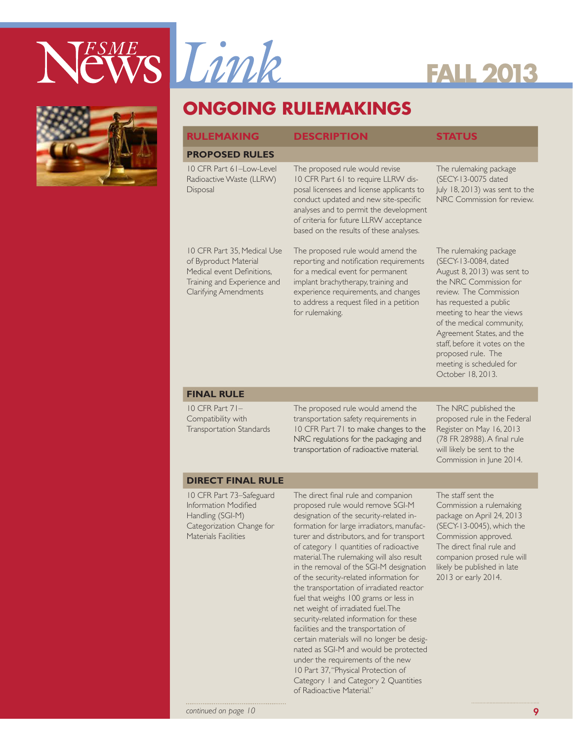## ONGOING RULEMAKINGS

| RULEMAKING | DESCRIPTION | STATUS |
|---|---|---|
| **PROPOSED RULES** | | |
| 10 CFR Part 61–Low-Level Radioactive Waste (LLRW) Disposal | The proposed rule would revise 10 CFR Part 61 to require LLRW disposal licensees and license applicants to conduct updated and new site-specific analyses and to permit the development of criteria for future LLRW acceptance based on the results of these analyses. | The rulemaking package (SECY-13-0075 dated July 18, 2013) was sent to the NRC Commission for review. |
| 10 CFR Part 35, Medical Use of Byproduct Material Medical event Definitions, Training and Experience and Clarifying Amendments | The proposed rule would amend the reporting and notification requirements for a medical event for permanent implant brachytherapy, training and experience requirements, and changes to address a request filed in a petition for rulemaking. | The rulemaking package (SECY-13-0084, dated August 8, 2013) was sent to the NRC Commission for review. The Commission has requested a public meeting to hear the views of the medical community, Agreement States, and the staff, before it votes on the proposed rule. The meeting is scheduled for October 18, 2013. |
| **FINAL RULE** | | |
| 10 CFR Part 71–Compatibility with Transportation Standards | The proposed rule would amend the transportation safety requirements in 10 CFR Part 71 to make changes to the NRC regulations for the packaging and transportation of radioactive material. | The NRC published the proposed rule in the Federal Register on May 16, 2013 (78 FR 28988). A final rule will likely be sent to the Commission in June 2014. |
| **DIRECT FINAL RULE** | | |
| 10 CFR Part 73–Safeguard Information Modified Handling (SGI-M) Categorization Change for Materials Facilities | The direct final rule and companion proposed rule would remove SGI-M designation of the security-related information for large irradiators, manufacturer and distributors, and for transport of category 1 quantities of radioactive material. The rulemaking will also result in the removal of the SGI-M designation of the security-related information for the transportation of irradiated reactor fuel that weighs 100 grams or less in net weight of irradiated fuel. The security-related information for these facilities and the transportation of certain materials will no longer be designated as SGI-M and would be protected under the requirements of the new 10 Part 37, "Physical Protection of Category 1 and Category 2 Quantities of Radioactive Material." | The staff sent the Commission a rulemaking package on April 24, 2013 (SECY-13-0045), which the Commission approved. The direct final rule and companion prosed rule will likely be published in late 2013 or early 2014. |

*continued on page 10*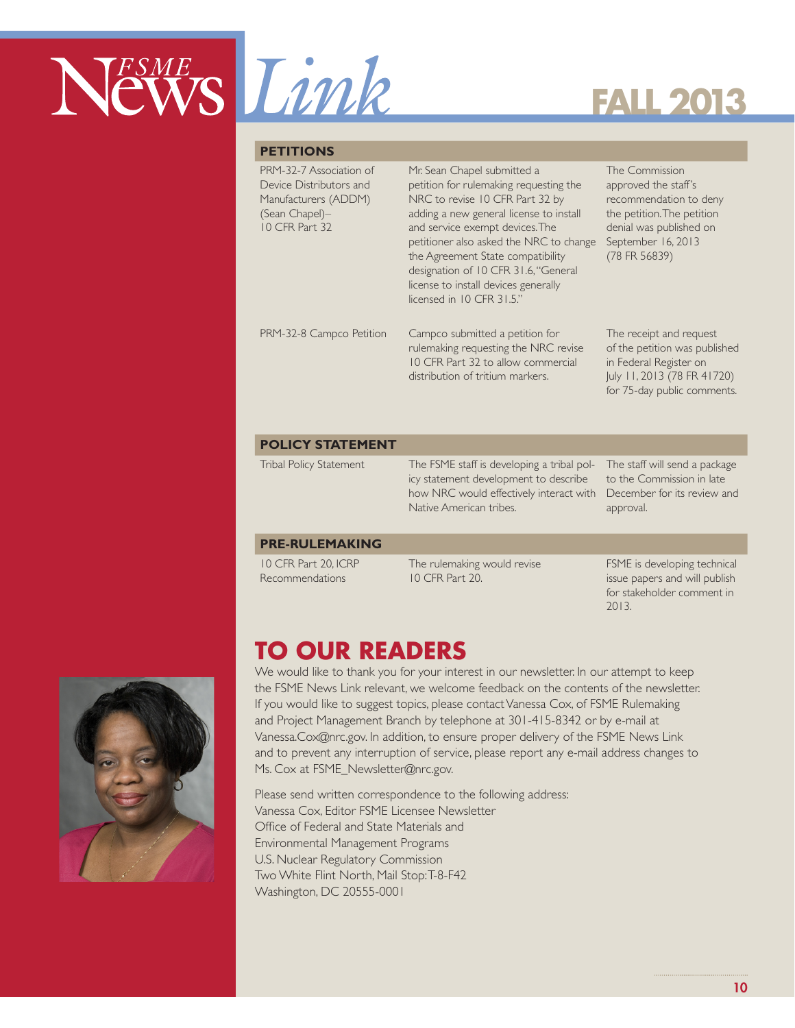# FSME News Link

## FALL 2013

### PETITIONS

| | | |
|---|---|---|
| PRM-32-7 Association of Device Distributors and Manufacturers (ADDM) (Sean Chapel)– 10 CFR Part 32 | Mr. Sean Chapel submitted a petition for rulemaking requesting the NRC to revise 10 CFR Part 32 by adding a new general license to install and service exempt devices. The petitioner also asked the NRC to change the Agreement State compatibility designation of 10 CFR 31.6, "General license to install devices generally licensed in 10 CFR 31.5." | The Commission approved the staff's recommendation to deny the petition. The petition denial was published on September 16, 2013 (78 FR 56839) |
| PRM-32-8 Campco Petition | Campco submitted a petition for rulemaking requesting the NRC revise 10 CFR Part 32 to allow commercial distribution of tritium markers. | The receipt and request of the petition was published in Federal Register on July 11, 2013 (78 FR 41720) for 75-day public comments. |

### POLICY STATEMENT

| | | |
|---|---|---|
| Tribal Policy Statement | The FSME staff is developing a tribal policy statement development to describe how NRC would effectively interact with Native American tribes. | The staff will send a package to the Commission in late December for its review and approval. |

### PRE-RULEMAKING

| | | |
|---|---|---|
| 10 CFR Part 20, ICRP Recommendations | The rulemaking would revise 10 CFR Part 20. | FSME is developing technical issue papers and will publish for stakeholder comment in 2013. |

## TO OUR READERS

We would like to thank you for your interest in our newsletter. In our attempt to keep the FSME News Link relevant, we welcome feedback on the contents of the newsletter. If you would like to suggest topics, please contact Vanessa Cox, of FSME Rulemaking and Project Management Branch by telephone at 301-415-8342 or by e-mail at Vanessa.Cox@nrc.gov. In addition, to ensure proper delivery of the FSME News Link and to prevent any interruption of service, please report any e-mail address changes to Ms. Cox at FSME_Newsletter@nrc.gov.

Please send written correspondence to the following address:
Vanessa Cox, Editor FSME Licensee Newsletter
Office of Federal and State Materials and
Environmental Management Programs
U.S. Nuclear Regulatory Commission
Two White Flint North, Mail Stop: T-8-F42
Washington, DC 20555-0001